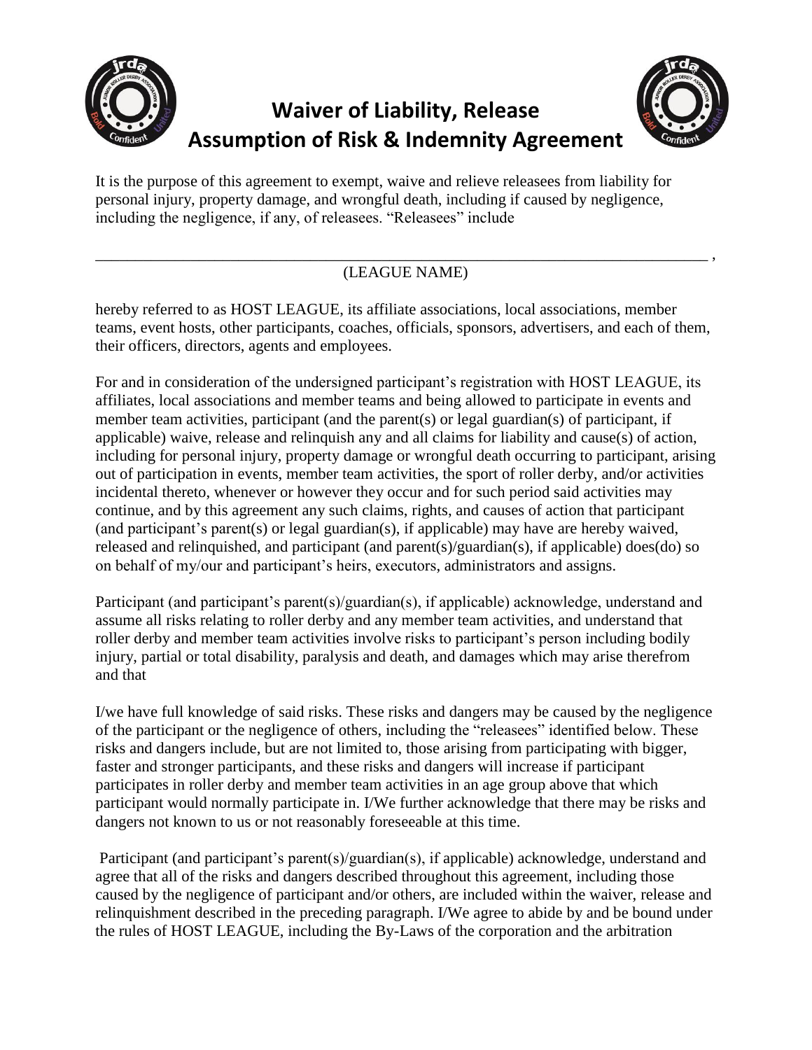# Waiver of Liability, Release Assumption of Risk & Indemnity Agreement

It is the purpose of this agreement to exempt, waive and relieve releasees from liability for personal injury, property damage, and wrongful death, including if caused by negligence, including the negligence, if any, of releasees. "Releasees" include

_______________________________________________________________________________ ,

(LEAGUE NAME)

hereby referred to as HOST LEAGUE, its affiliate associations, local associations, member teams, event hosts, other participants, coaches, officials, sponsors, advertisers, and each of them, their officers, directors, agents and employees.

For and in consideration of the undersigned participant's registration with HOST LEAGUE, its affiliates, local associations and member teams and being allowed to participate in events and member team activities, participant (and the parent(s) or legal guardian(s) of participant, if applicable) waive, release and relinquish any and all claims for liability and cause(s) of action, including for personal injury, property damage or wrongful death occurring to participant, arising out of participation in events, member team activities, the sport of roller derby, and/or activities incidental thereto, whenever or however they occur and for such period said activities may continue, and by this agreement any such claims, rights, and causes of action that participant (and participant's parent(s) or legal guardian(s), if applicable) may have are hereby waived, released and relinquished, and participant (and parent(s)/guardian(s), if applicable) does(do) so on behalf of my/our and participant's heirs, executors, administrators and assigns.

Participant (and participant's parent(s)/guardian(s), if applicable) acknowledge, understand and assume all risks relating to roller derby and any member team activities, and understand that roller derby and member team activities involve risks to participant's person including bodily injury, partial or total disability, paralysis and death, and damages which may arise therefrom and that

I/we have full knowledge of said risks. These risks and dangers may be caused by the negligence of the participant or the negligence of others, including the "releasees" identified below. These risks and dangers include, but are not limited to, those arising from participating with bigger, faster and stronger participants, and these risks and dangers will increase if participant participates in roller derby and member team activities in an age group above that which participant would normally participate in. I/We further acknowledge that there may be risks and dangers not known to us or not reasonably foreseeable at this time.

Participant (and participant's parent(s)/guardian(s), if applicable) acknowledge, understand and agree that all of the risks and dangers described throughout this agreement, including those caused by the negligence of participant and/or others, are included within the waiver, release and relinquishment described in the preceding paragraph. I/We agree to abide by and be bound under the rules of HOST LEAGUE, including the By-Laws of the corporation and the arbitration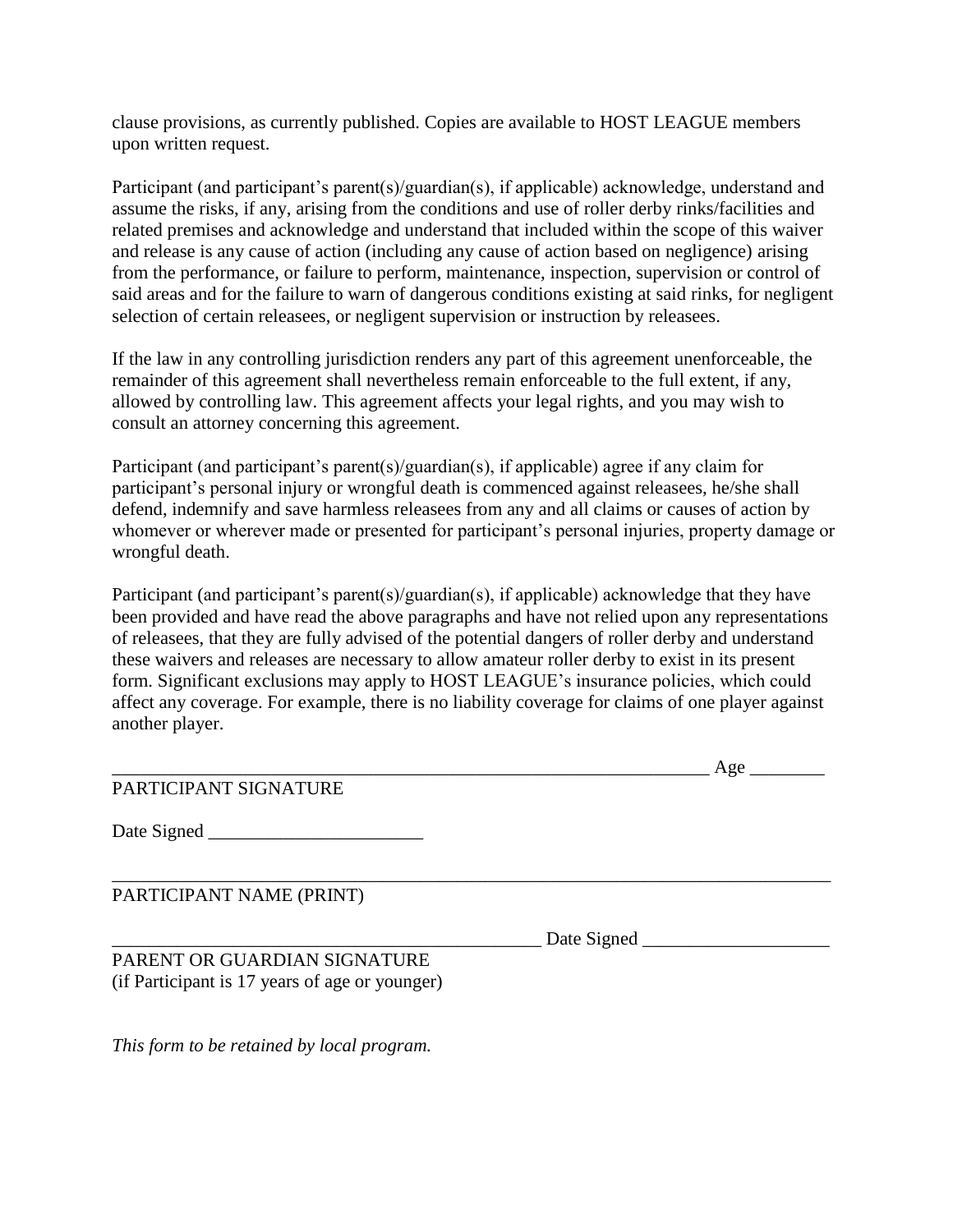clause provisions, as currently published. Copies are available to HOST LEAGUE members upon written request.

Participant (and participant's parent(s)/guardian(s), if applicable) acknowledge, understand and assume the risks, if any, arising from the conditions and use of roller derby rinks/facilities and related premises and acknowledge and understand that included within the scope of this waiver and release is any cause of action (including any cause of action based on negligence) arising from the performance, or failure to perform, maintenance, inspection, supervision or control of said areas and for the failure to warn of dangerous conditions existing at said rinks, for negligent selection of certain releasees, or negligent supervision or instruction by releasees.

If the law in any controlling jurisdiction renders any part of this agreement unenforceable, the remainder of this agreement shall nevertheless remain enforceable to the full extent, if any, allowed by controlling law. This agreement affects your legal rights, and you may wish to consult an attorney concerning this agreement.

Participant (and participant's parent(s)/guardian(s), if applicable) agree if any claim for participant's personal injury or wrongful death is commenced against releasees, he/she shall defend, indemnify and save harmless releasees from any and all claims or causes of action by whomever or wherever made or presented for participant's personal injuries, property damage or wrongful death.

Participant (and participant's parent(s)/guardian(s), if applicable) acknowledge that they have been provided and have read the above paragraphs and have not relied upon any representations of releasees, that they are fully advised of the potential dangers of roller derby and understand these waivers and releases are necessary to allow amateur roller derby to exist in its present form. Significant exclusions may apply to HOST LEAGUE's insurance policies, which could affect any coverage. For example, there is no liability coverage for claims of one player against another player.

_________________________________________________________________ Age ________

PARTICIPANT SIGNATURE

Date Signed _______________________

___________________________________________________________________________

PARTICIPANT NAME (PRINT)

___________________________________________ Date Signed ___________________

PARENT OR GUARDIAN SIGNATURE
(if Participant is 17 years of age or younger)

*This form to be retained by local program.*